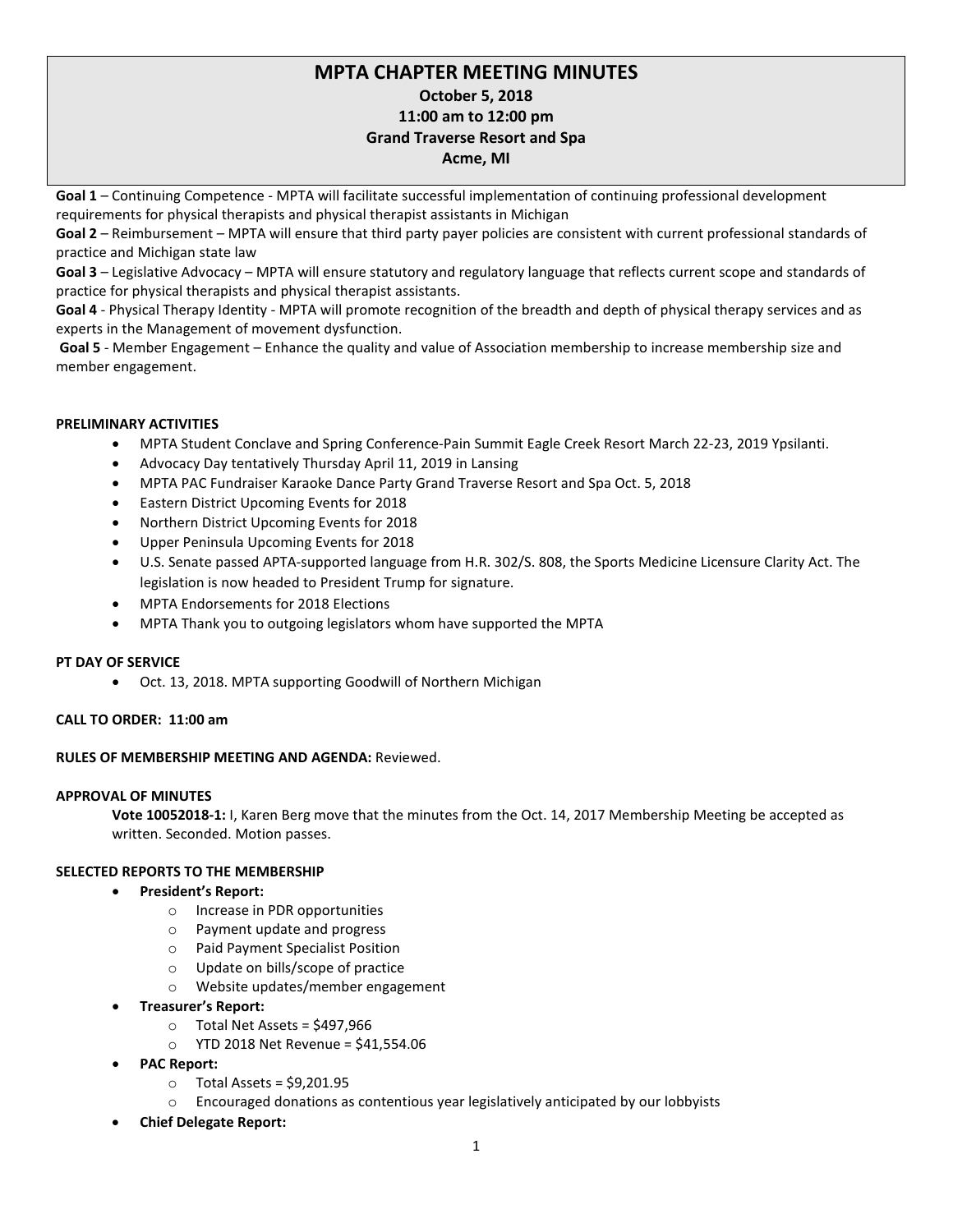# MPTA CHAPTER MEETING MINUTES

**October 5, 2018**
**11:00 am to 12:00 pm**
**Grand Traverse Resort and Spa**
**Acme, MI**

**Goal 1** – Continuing Competence - MPTA will facilitate successful implementation of continuing professional development requirements for physical therapists and physical therapist assistants in Michigan

**Goal 2** – Reimbursement – MPTA will ensure that third party payer policies are consistent with current professional standards of practice and Michigan state law

**Goal 3** – Legislative Advocacy – MPTA will ensure statutory and regulatory language that reflects current scope and standards of practice for physical therapists and physical therapist assistants.

**Goal 4** - Physical Therapy Identity - MPTA will promote recognition of the breadth and depth of physical therapy services and as experts in the Management of movement dysfunction.

**Goal 5** - Member Engagement – Enhance the quality and value of Association membership to increase membership size and member engagement.

**PRELIMINARY ACTIVITIES**

- MPTA Student Conclave and Spring Conference-Pain Summit Eagle Creek Resort March 22-23, 2019 Ypsilanti.
- Advocacy Day tentatively Thursday April 11, 2019 in Lansing
- MPTA PAC Fundraiser Karaoke Dance Party Grand Traverse Resort and Spa Oct. 5, 2018
- Eastern District Upcoming Events for 2018
- Northern District Upcoming Events for 2018
- Upper Peninsula Upcoming Events for 2018
- U.S. Senate passed APTA-supported language from H.R. 302/S. 808, the Sports Medicine Licensure Clarity Act. The legislation is now headed to President Trump for signature.
- MPTA Endorsements for 2018 Elections
- MPTA Thank you to outgoing legislators whom have supported the MPTA

**PT DAY OF SERVICE**

- Oct. 13, 2018. MPTA supporting Goodwill of Northern Michigan

**CALL TO ORDER: 11:00 am**

**RULES OF MEMBERSHIP MEETING AND AGENDA:** Reviewed.

**APPROVAL OF MINUTES**

**Vote 10052018-1:** I, Karen Berg move that the minutes from the Oct. 14, 2017 Membership Meeting be accepted as written. Seconded. Motion passes.

**SELECTED REPORTS TO THE MEMBERSHIP**

- **President's Report:**
  - Increase in PDR opportunities
  - Payment update and progress
  - Paid Payment Specialist Position
  - Update on bills/scope of practice
  - Website updates/member engagement
- **Treasurer's Report:**
  - Total Net Assets = $497,966
  - YTD 2018 Net Revenue = $41,554.06
- **PAC Report:**
  - Total Assets = $9,201.95
  - Encouraged donations as contentious year legislatively anticipated by our lobbyists
- **Chief Delegate Report:**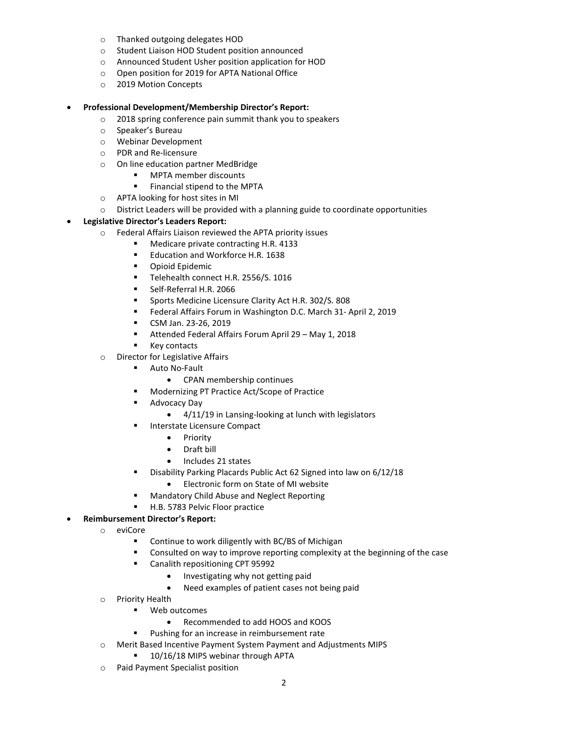- Thanked outgoing delegates HOD
  - Student Liaison HOD Student position announced
  - Announced Student Usher position application for HOD
  - Open position for 2019 for APTA National Office
  - 2019 Motion Concepts

- **Professional Development/Membership Director's Report:**
  - 2018 spring conference pain summit thank you to speakers
  - Speaker's Bureau
  - Webinar Development
  - PDR and Re-licensure
  - On line education partner MedBridge
    - MPTA member discounts
    - Financial stipend to the MPTA
  - APTA looking for host sites in MI
  - District Leaders will be provided with a planning guide to coordinate opportunities
- **Legislative Director's Leaders Report:**
  - Federal Affairs Liaison reviewed the APTA priority issues
    - Medicare private contracting H.R. 4133
    - Education and Workforce H.R. 1638
    - Opioid Epidemic
    - Telehealth connect H.R. 2556/S. 1016
    - Self-Referral H.R. 2066
    - Sports Medicine Licensure Clarity Act H.R. 302/S. 808
    - Federal Affairs Forum in Washington D.C. March 31- April 2, 2019
    - CSM Jan. 23-26, 2019
    - Attended Federal Affairs Forum April 29 – May 1, 2018
    - Key contacts
  - Director for Legislative Affairs
    - Auto No-Fault
      - CPAN membership continues
    - Modernizing PT Practice Act/Scope of Practice
    - Advocacy Day
      - 4/11/19 in Lansing-looking at lunch with legislators
    - Interstate Licensure Compact
      - Priority
      - Draft bill
      - Includes 21 states
    - Disability Parking Placards Public Act 62 Signed into law on 6/12/18
      - Electronic form on State of MI website
    - Mandatory Child Abuse and Neglect Reporting
    - H.B. 5783 Pelvic Floor practice
- **Reimbursement Director's Report:**
  - eviCore
    - Continue to work diligently with BC/BS of Michigan
    - Consulted on way to improve reporting complexity at the beginning of the case
    - Canalith repositioning CPT 95992
      - Investigating why not getting paid
      - Need examples of patient cases not being paid
  - Priority Health
    - Web outcomes
      - Recommended to add HOOS and KOOS
    - Pushing for an increase in reimbursement rate
  - Merit Based Incentive Payment System Payment and Adjustments MIPS
    - 10/16/18 MIPS webinar through APTA
  - Paid Payment Specialist position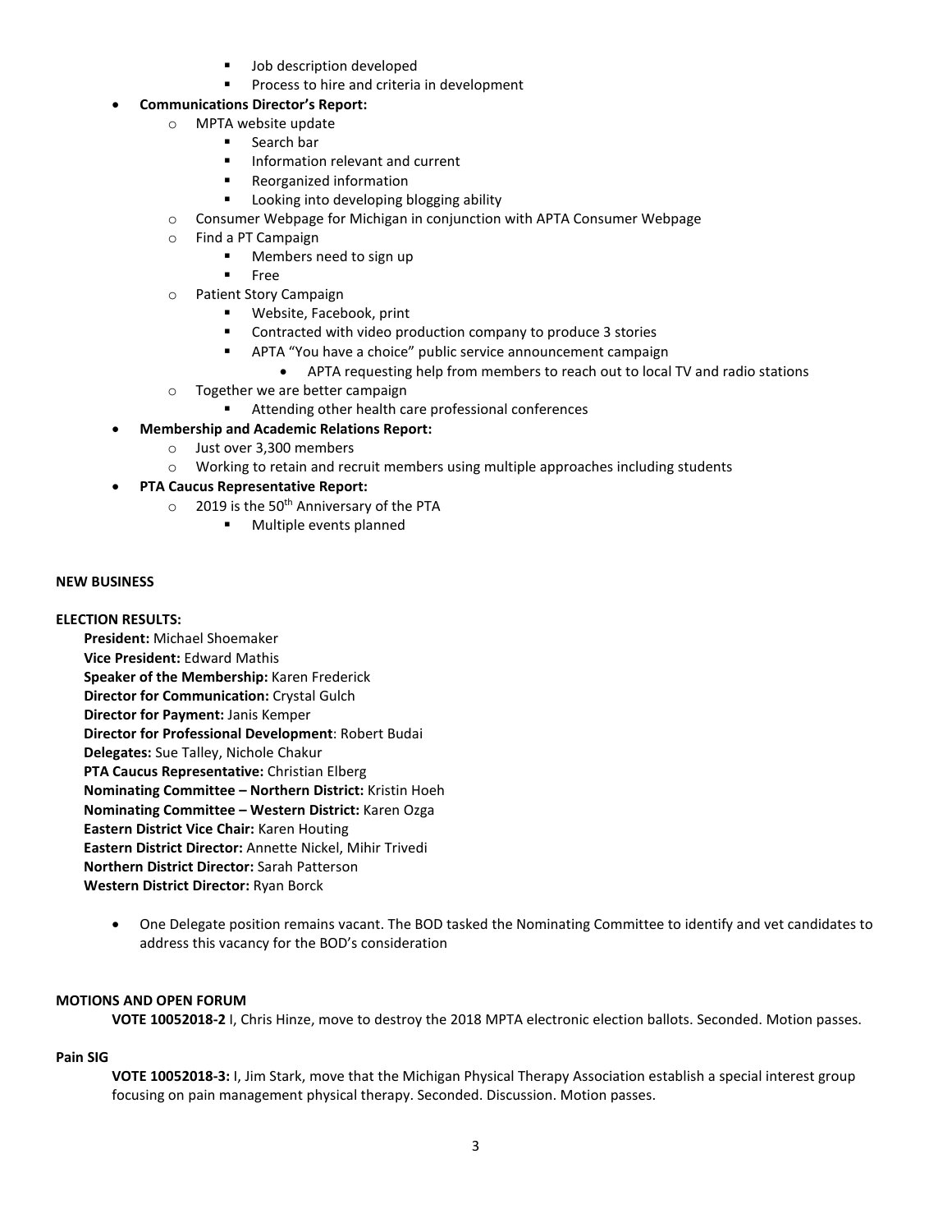- Job description developed
        - Process to hire and criteria in development
- **Communications Director's Report:**
    - MPTA website update
        - Search bar
        - Information relevant and current
        - Reorganized information
        - Looking into developing blogging ability
    - Consumer Webpage for Michigan in conjunction with APTA Consumer Webpage
    - Find a PT Campaign
        - Members need to sign up
        - Free
    - Patient Story Campaign
        - Website, Facebook, print
        - Contracted with video production company to produce 3 stories
        - APTA "You have a choice" public service announcement campaign
            - APTA requesting help from members to reach out to local TV and radio stations
    - Together we are better campaign
        - Attending other health care professional conferences
- **Membership and Academic Relations Report:**
    - Just over 3,300 members
    - Working to retain and recruit members using multiple approaches including students
- **PTA Caucus Representative Report:**
    - 2019 is the 50th Anniversary of the PTA
        - Multiple events planned

**NEW BUSINESS**

**ELECTION RESULTS:**

**President:** Michael Shoemaker
**Vice President:** Edward Mathis
**Speaker of the Membership:** Karen Frederick
**Director for Communication:** Crystal Gulch
**Director for Payment:** Janis Kemper
**Director for Professional Development**: Robert Budai
**Delegates:** Sue Talley, Nichole Chakur
**PTA Caucus Representative:** Christian Elberg
**Nominating Committee – Northern District:** Kristin Hoeh
**Nominating Committee – Western District:** Karen Ozga
**Eastern District Vice Chair:** Karen Houting
**Eastern District Director:** Annette Nickel, Mihir Trivedi
**Northern District Director:** Sarah Patterson
**Western District Director:** Ryan Borck

- One Delegate position remains vacant. The BOD tasked the Nominating Committee to identify and vet candidates to address this vacancy for the BOD's consideration

**MOTIONS AND OPEN FORUM**

**VOTE 10052018-2** I, Chris Hinze, move to destroy the 2018 MPTA electronic election ballots. Seconded. Motion passes.

**Pain SIG**

**VOTE 10052018-3:** I, Jim Stark, move that the Michigan Physical Therapy Association establish a special interest group focusing on pain management physical therapy. Seconded. Discussion. Motion passes.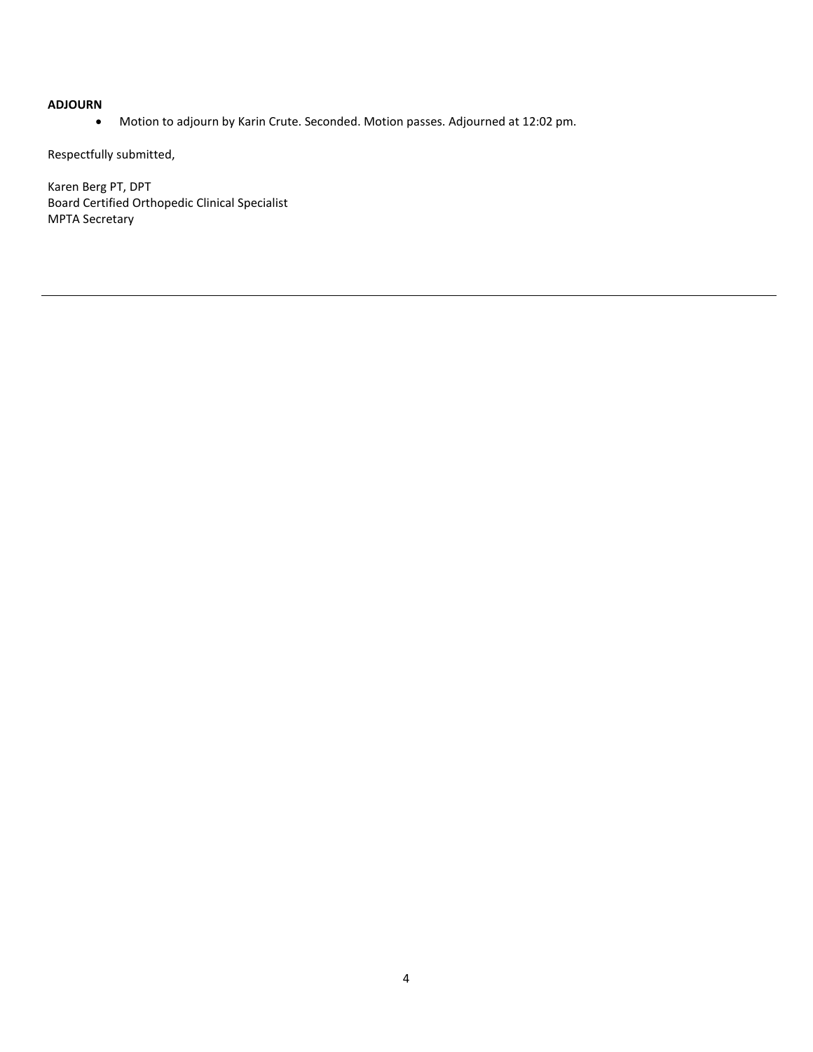**ADJOURN**

- Motion to adjourn by Karin Crute. Seconded. Motion passes. Adjourned at 12:02 pm.

Respectfully submitted,

Karen Berg PT, DPT
Board Certified Orthopedic Clinical Specialist
MPTA Secretary